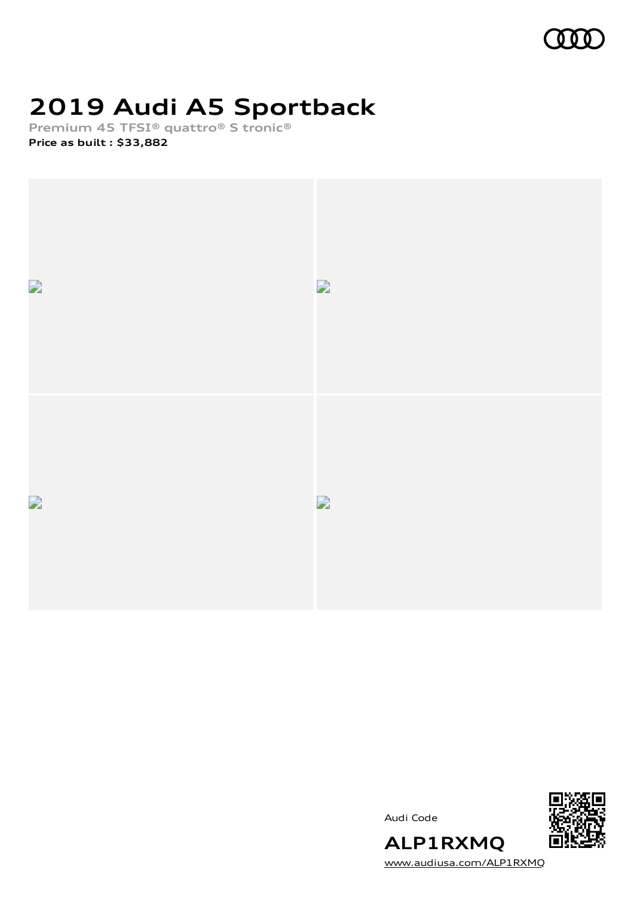# 2019 Audi A5 Sportback

Premium 45 TFSI® quattro® S tronic®

**Price as built : $33,882**

Audi Code

**ALP1RXMQ**

www.audiusa.com/ALP1RXMQ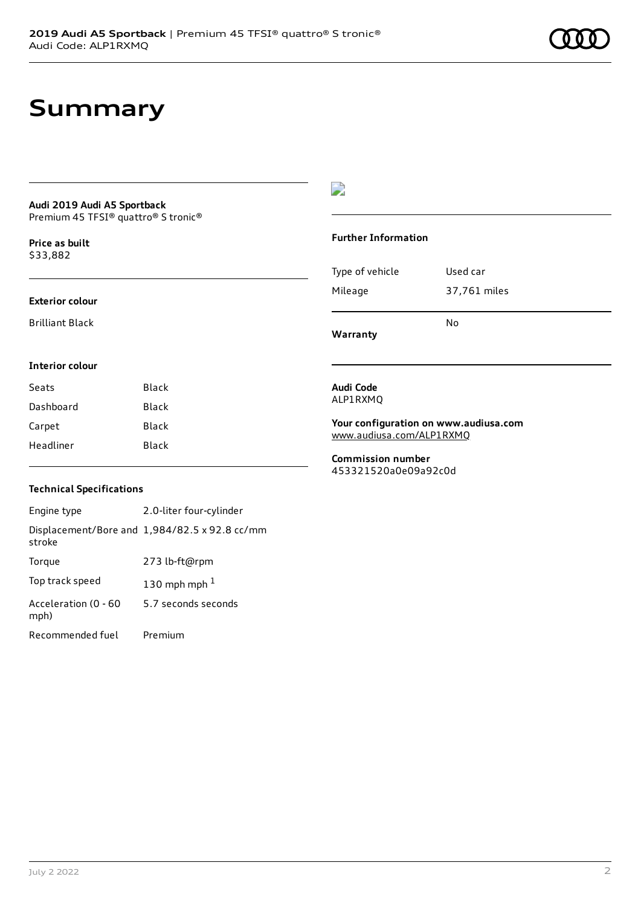# Summary

**Audi 2019 Audi A5 Sportback**
Premium 45 TFSI® quattro® S tronic®

**Price as built**
$33,882

### Exterior colour

Brilliant Black

### Interior colour

| Seats | Black |
| --- | --- |
| Dashboard | Black |
| Carpet | Black |
| Headliner | Black |

### Technical Specifications

| Engine type | 2.0-liter four-cylinder |
| --- | --- |
| Displacement/Bore and stroke | 1,984/82.5 x 92.8 cc/mm |
| Torque | 273 lb-ft@rpm |
| Top track speed | 130 mph mph [1] |
| Acceleration (0 - 60 mph) | 5.7 seconds seconds |
| Recommended fuel | Premium |

### Further Information

| Type of vehicle | Used car |
| --- | --- |
| Mileage | 37,761 miles |
| **Warranty** | No |

**Audi Code**
ALP1RXMQ

**Your configuration on www.audiusa.com**
www.audiusa.com/ALP1RXMQ

**Commission number**
453321520a0e09a92c0d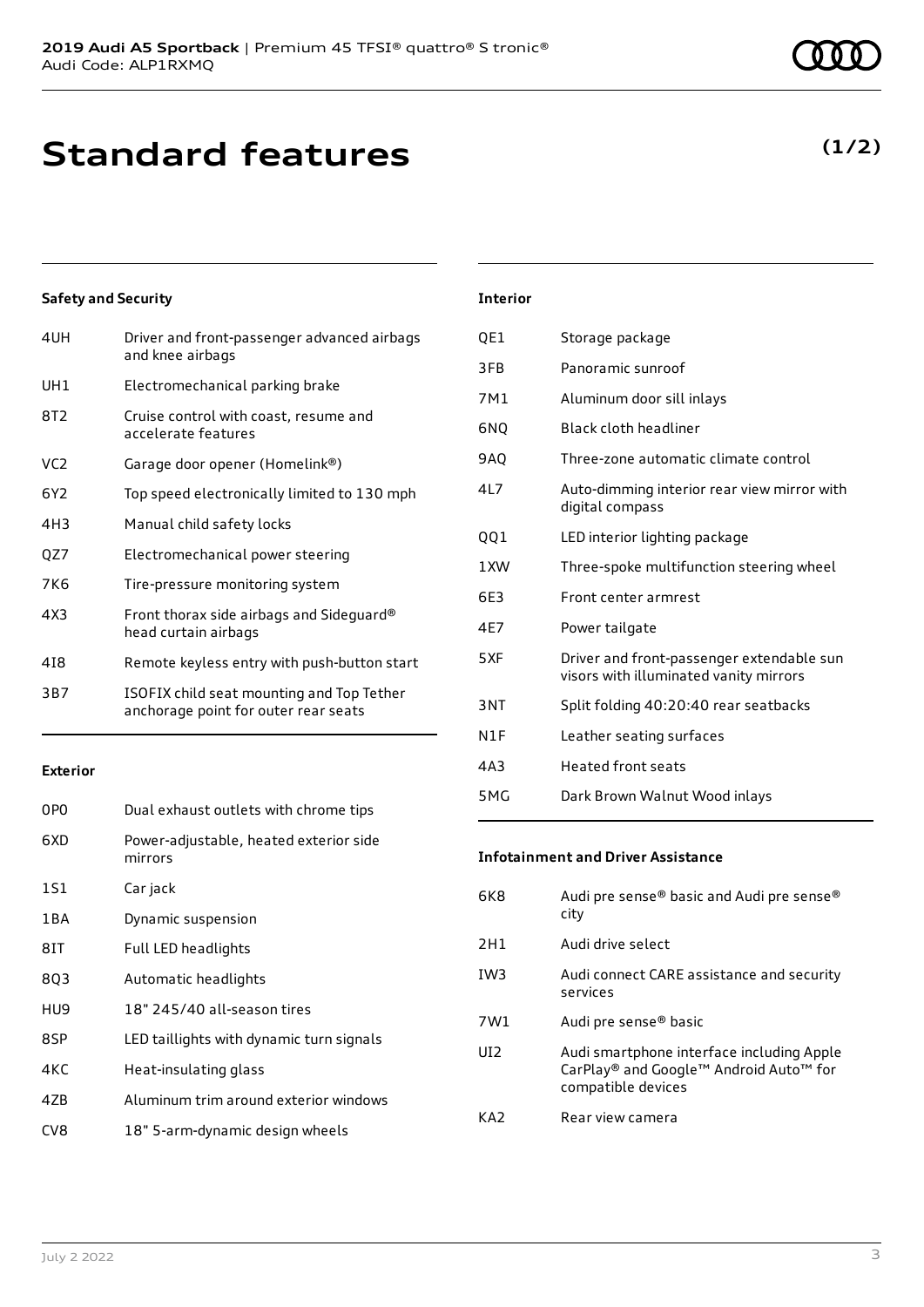# Standard features

**(1/2)**

### Safety and Security

| | |
|---|---|
| 4UH | Driver and front-passenger advanced airbags and knee airbags |
| UH1 | Electromechanical parking brake |
| 8T2 | Cruise control with coast, resume and accelerate features |
| VC2 | Garage door opener (Homelink®) |
| 6Y2 | Top speed electronically limited to 130 mph |
| 4H3 | Manual child safety locks |
| QZ7 | Electromechanical power steering |
| 7K6 | Tire-pressure monitoring system |
| 4X3 | Front thorax side airbags and Sideguard® head curtain airbags |
| 4I8 | Remote keyless entry with push-button start |
| 3B7 | ISOFIX child seat mounting and Top Tether anchorage point for outer rear seats |

### Exterior

| | |
|---|---|
| 0P0 | Dual exhaust outlets with chrome tips |
| 6XD | Power-adjustable, heated exterior side mirrors |
| 1S1 | Car jack |
| 1BA | Dynamic suspension |
| 8IT | Full LED headlights |
| 8Q3 | Automatic headlights |
| HU9 | 18" 245/40 all-season tires |
| 8SP | LED taillights with dynamic turn signals |
| 4KC | Heat-insulating glass |
| 4ZB | Aluminum trim around exterior windows |
| CV8 | 18" 5-arm-dynamic design wheels |

### Interior

| | |
|---|---|
| QE1 | Storage package |
| 3FB | Panoramic sunroof |
| 7M1 | Aluminum door sill inlays |
| 6NQ | Black cloth headliner |
| 9AQ | Three-zone automatic climate control |
| 4L7 | Auto-dimming interior rear view mirror with digital compass |
| QQ1 | LED interior lighting package |
| 1XW | Three-spoke multifunction steering wheel |
| 6E3 | Front center armrest |
| 4E7 | Power tailgate |
| 5XF | Driver and front-passenger extendable sun visors with illuminated vanity mirrors |
| 3NT | Split folding 40:20:40 rear seatbacks |
| N1F | Leather seating surfaces |
| 4A3 | Heated front seats |
| 5MG | Dark Brown Walnut Wood inlays |

### Infotainment and Driver Assistance

| | |
|---|---|
| 6K8 | Audi pre sense® basic and Audi pre sense® city |
| 2H1 | Audi drive select |
| IW3 | Audi connect CARE assistance and security services |
| 7W1 | Audi pre sense® basic |
| UI2 | Audi smartphone interface including Apple CarPlay® and Google™ Android Auto™ for compatible devices |
| KA2 | Rear view camera |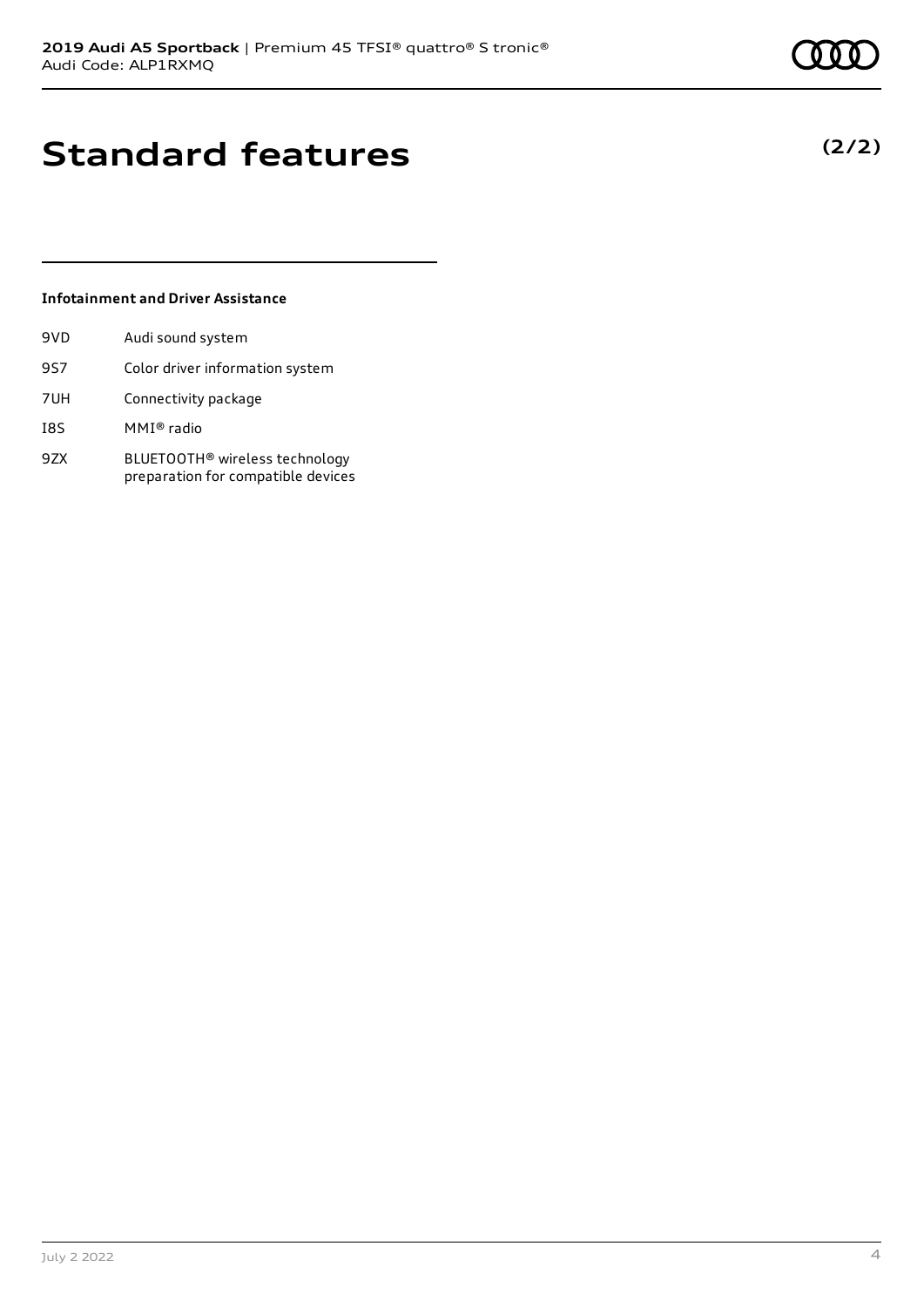# Standard features

**(2/2)**

### Infotainment and Driver Assistance

| | |
|---|---|
| 9VD | Audi sound system |
| 9S7 | Color driver information system |
| 7UH | Connectivity package |
| I8S | MMI® radio |
| 9ZX | BLUETOOTH® wireless technology preparation for compatible devices |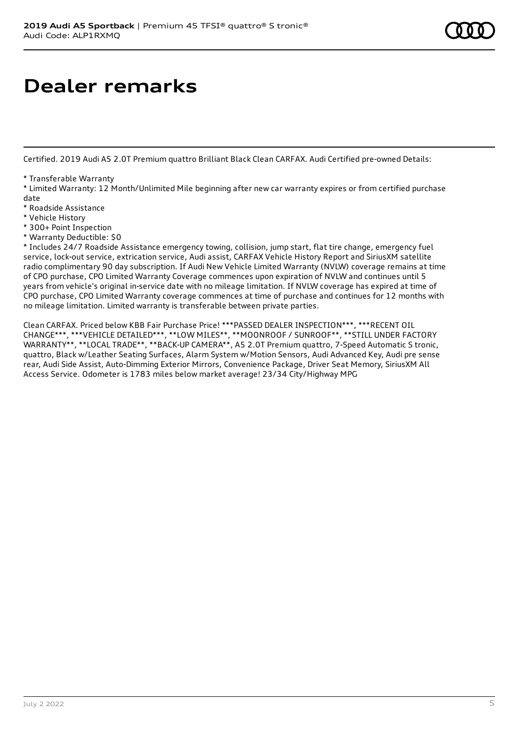# Dealer remarks

Certified. 2019 Audi A5 2.0T Premium quattro Brilliant Black Clean CARFAX. Audi Certified pre-owned Details:

* Transferable Warranty
* Limited Warranty: 12 Month/Unlimited Mile beginning after new car warranty expires or from certified purchase date
* Roadside Assistance
* Vehicle History
* 300+ Point Inspection
* Warranty Deductible: $0
* Includes 24/7 Roadside Assistance emergency towing, collision, jump start, flat tire change, emergency fuel service, lock-out service, extrication service, Audi assist, CARFAX Vehicle History Report and SiriusXM satellite radio complimentary 90 day subscription. If Audi New Vehicle Limited Warranty (NVLW) coverage remains at time of CPO purchase, CPO Limited Warranty Coverage commences upon expiration of NVLW and continues until 5 years from vehicle's original in-service date with no mileage limitation. If NVLW coverage has expired at time of CPO purchase, CPO Limited Warranty coverage commences at time of purchase and continues for 12 months with no mileage limitation. Limited warranty is transferable between private parties.

Clean CARFAX. Priced below KBB Fair Purchase Price! ***PASSED DEALER INSPECTION***, ***RECENT OIL CHANGE***, ***VEHICLE DETAILED***, **LOW MILES**, **MOONROOF / SUNROOF**, **STILL UNDER FACTORY WARRANTY**, **LOCAL TRADE**, **BACK-UP CAMERA**, A5 2.0T Premium quattro, 7-Speed Automatic S tronic, quattro, Black w/Leather Seating Surfaces, Alarm System w/Motion Sensors, Audi Advanced Key, Audi pre sense rear, Audi Side Assist, Auto-Dimming Exterior Mirrors, Convenience Package, Driver Seat Memory, SiriusXM All Access Service. Odometer is 1783 miles below market average! 23/34 City/Highway MPG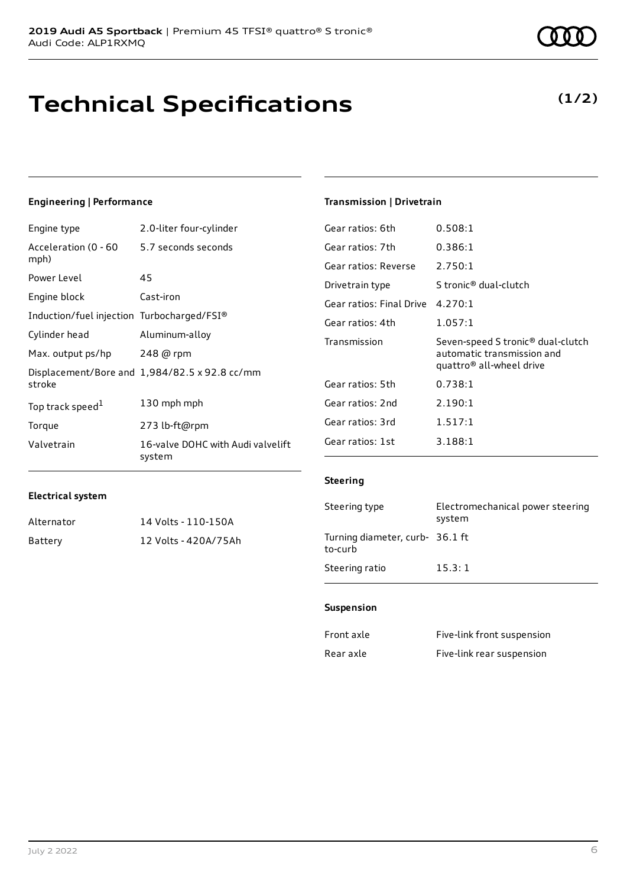# Technical Specifications

**(1/2)**

### Engineering | Performance

| | |
|---|---|
| Engine type | 2.0-liter four-cylinder |
| Acceleration (0 - 60 mph) | 5.7 seconds seconds |
| Power Level | 45 |
| Engine block | Cast-iron |
| Induction/fuel injection | Turbocharged/FSI® |
| Cylinder head | Aluminum-alloy |
| Max. output ps/hp | 248 @ rpm |
| Displacement/Bore and stroke | 1,984/82.5 x 92.8 cc/mm |
| Top track speed[1] | 130 mph mph |
| Torque | 273 lb-ft@rpm |
| Valvetrain | 16-valve DOHC with Audi valvelift system |

### Electrical system

| | |
|---|---|
| Alternator | 14 Volts - 110-150A |
| Battery | 12 Volts - 420A/75Ah |

### Transmission | Drivetrain

| | |
|---|---|
| Gear ratios: 6th | 0.508:1 |
| Gear ratios: 7th | 0.386:1 |
| Gear ratios: Reverse | 2.750:1 |
| Drivetrain type | S tronic® dual-clutch |
| Gear ratios: Final Drive | 4.270:1 |
| Gear ratios: 4th | 1.057:1 |
| Transmission | Seven-speed S tronic® dual-clutch automatic transmission and quattro® all-wheel drive |
| Gear ratios: 5th | 0.738:1 |
| Gear ratios: 2nd | 2.190:1 |
| Gear ratios: 3rd | 1.517:1 |
| Gear ratios: 1st | 3.188:1 |

### Steering

| | |
|---|---|
| Steering type | Electromechanical power steering system |
| Turning diameter, curb-to-curb | 36.1 ft |
| Steering ratio | 15.3: 1 |

### Suspension

| | |
|---|---|
| Front axle | Five-link front suspension |
| Rear axle | Five-link rear suspension |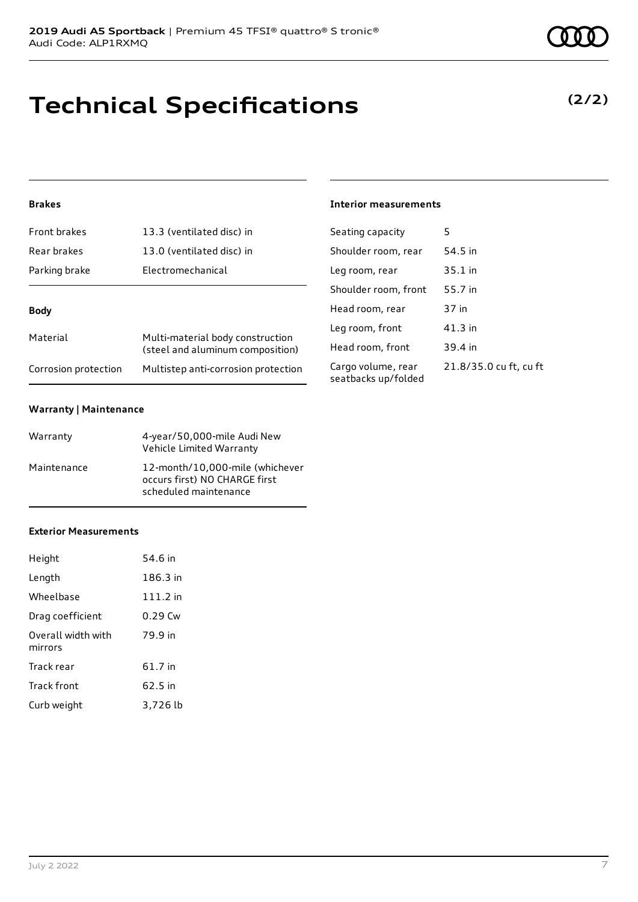# Technical Specifications

**(2/2)**

### Brakes

| | |
|---|---|
| Front brakes | 13.3 (ventilated disc) in |
| Rear brakes | 13.0 (ventilated disc) in |
| Parking brake | Electromechanical |

### Body

| | |
|---|---|
| Material | Multi-material body construction (steel and aluminum composition) |
| Corrosion protection | Multistep anti-corrosion protection |

### Warranty | Maintenance

| | |
|---|---|
| Warranty | 4-year/50,000-mile Audi New Vehicle Limited Warranty |
| Maintenance | 12-month/10,000-mile (whichever occurs first) NO CHARGE first scheduled maintenance |

### Exterior Measurements

| | |
|---|---|
| Height | 54.6 in |
| Length | 186.3 in |
| Wheelbase | 111.2 in |
| Drag coefficient | 0.29 Cw |
| Overall width with mirrors | 79.9 in |
| Track rear | 61.7 in |
| Track front | 62.5 in |
| Curb weight | 3,726 lb |

### Interior measurements

| | |
|---|---|
| Seating capacity | 5 |
| Shoulder room, rear | 54.5 in |
| Leg room, rear | 35.1 in |
| Shoulder room, front | 55.7 in |
| Head room, rear | 37 in |
| Leg room, front | 41.3 in |
| Head room, front | 39.4 in |
| Cargo volume, rear seatbacks up/folded | 21.8/35.0 cu ft, cu ft |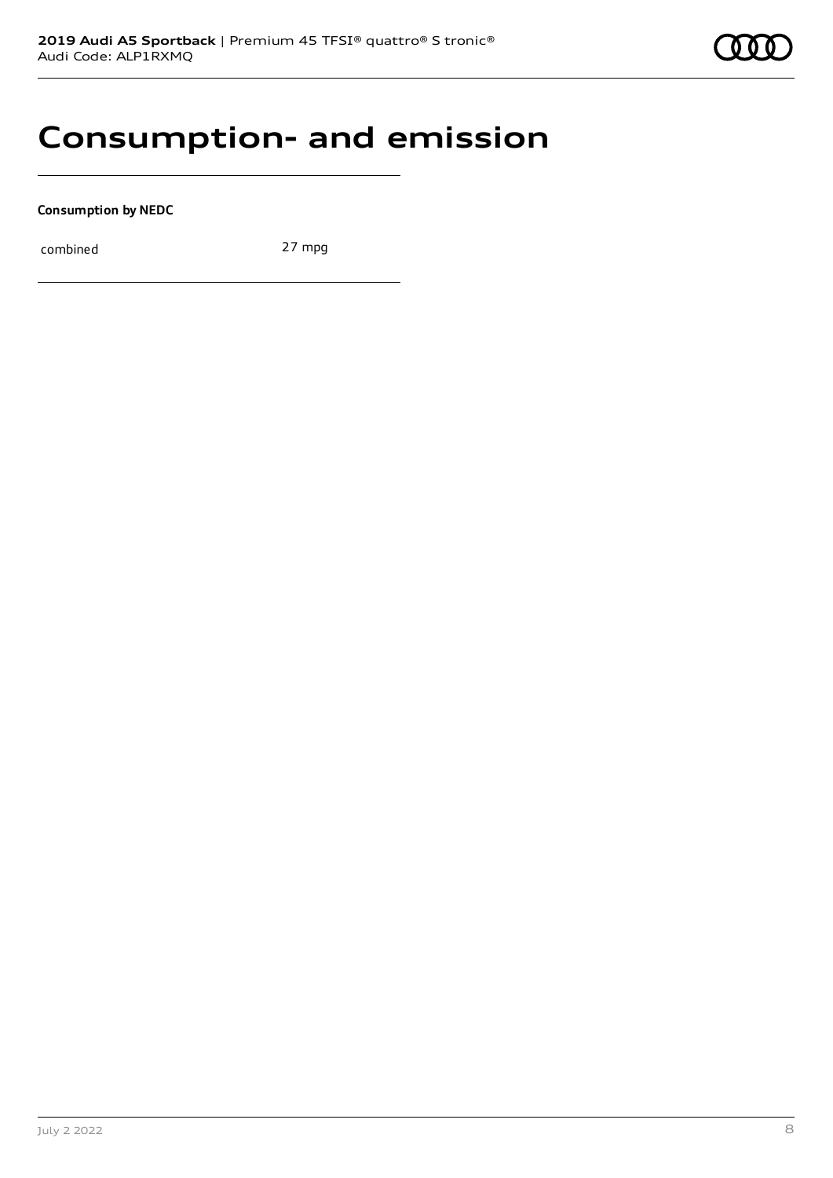# Consumption- and emission

**Consumption by NEDC**

| combined | 27 mpg |
| --- | --- |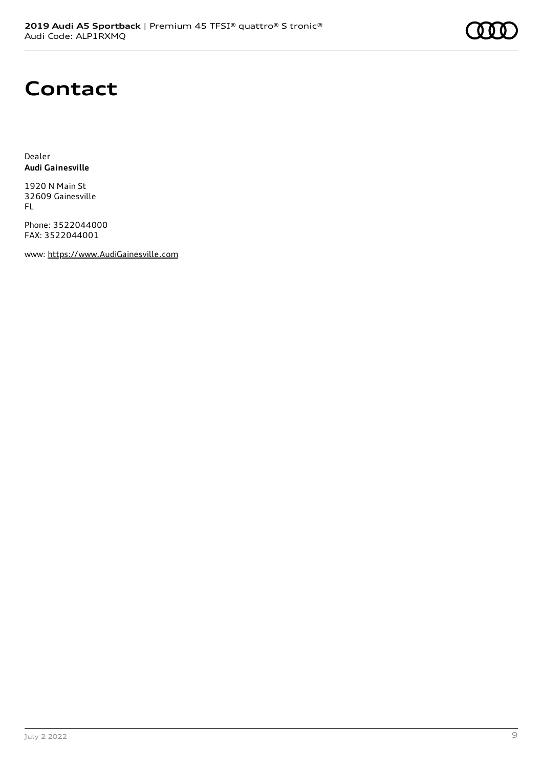# Contact

Dealer
**Audi Gainesville**

1920 N Main St
32609 Gainesville
FL

Phone: 3522044000
FAX: 3522044001

www: https://www.AudiGainesville.com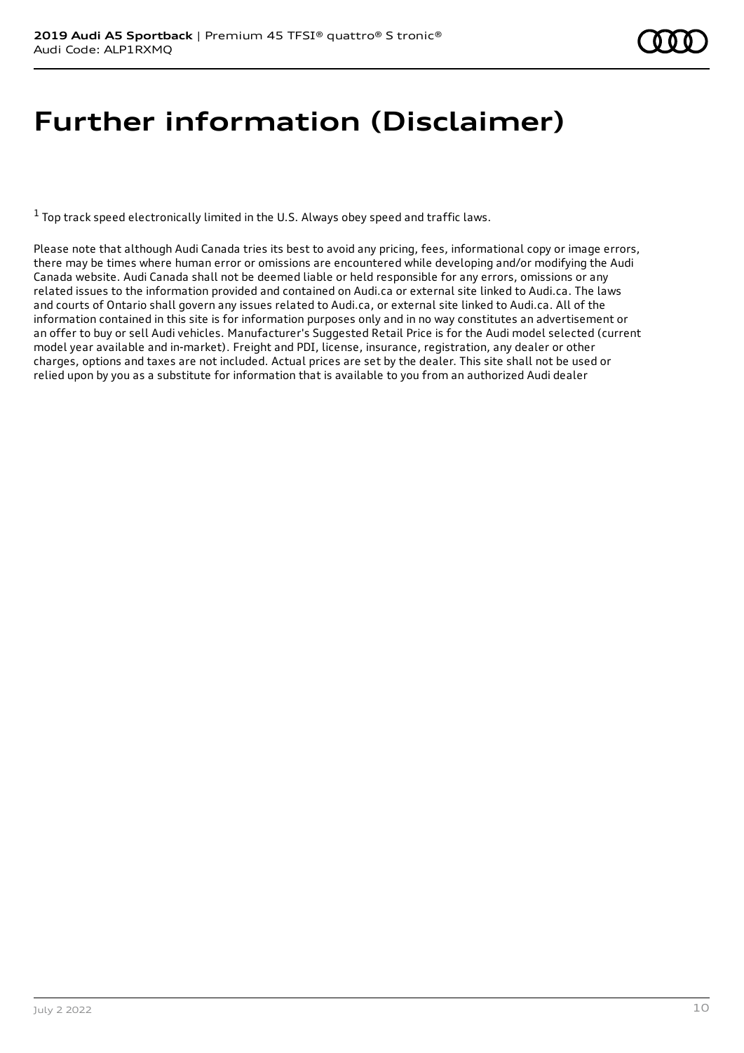# Further information (Disclaimer)

[1] Top track speed electronically limited in the U.S. Always obey speed and traffic laws.

Please note that although Audi Canada tries its best to avoid any pricing, fees, informational copy or image errors, there may be times where human error or omissions are encountered while developing and/or modifying the Audi Canada website. Audi Canada shall not be deemed liable or held responsible for any errors, omissions or any related issues to the information provided and contained on Audi.ca or external site linked to Audi.ca. The laws and courts of Ontario shall govern any issues related to Audi.ca, or external site linked to Audi.ca. All of the information contained in this site is for information purposes only and in no way constitutes an advertisement or an offer to buy or sell Audi vehicles. Manufacturer's Suggested Retail Price is for the Audi model selected (current model year available and in-market). Freight and PDI, license, insurance, registration, any dealer or other charges, options and taxes are not included. Actual prices are set by the dealer. This site shall not be used or relied upon by you as a substitute for information that is available to you from an authorized Audi dealer